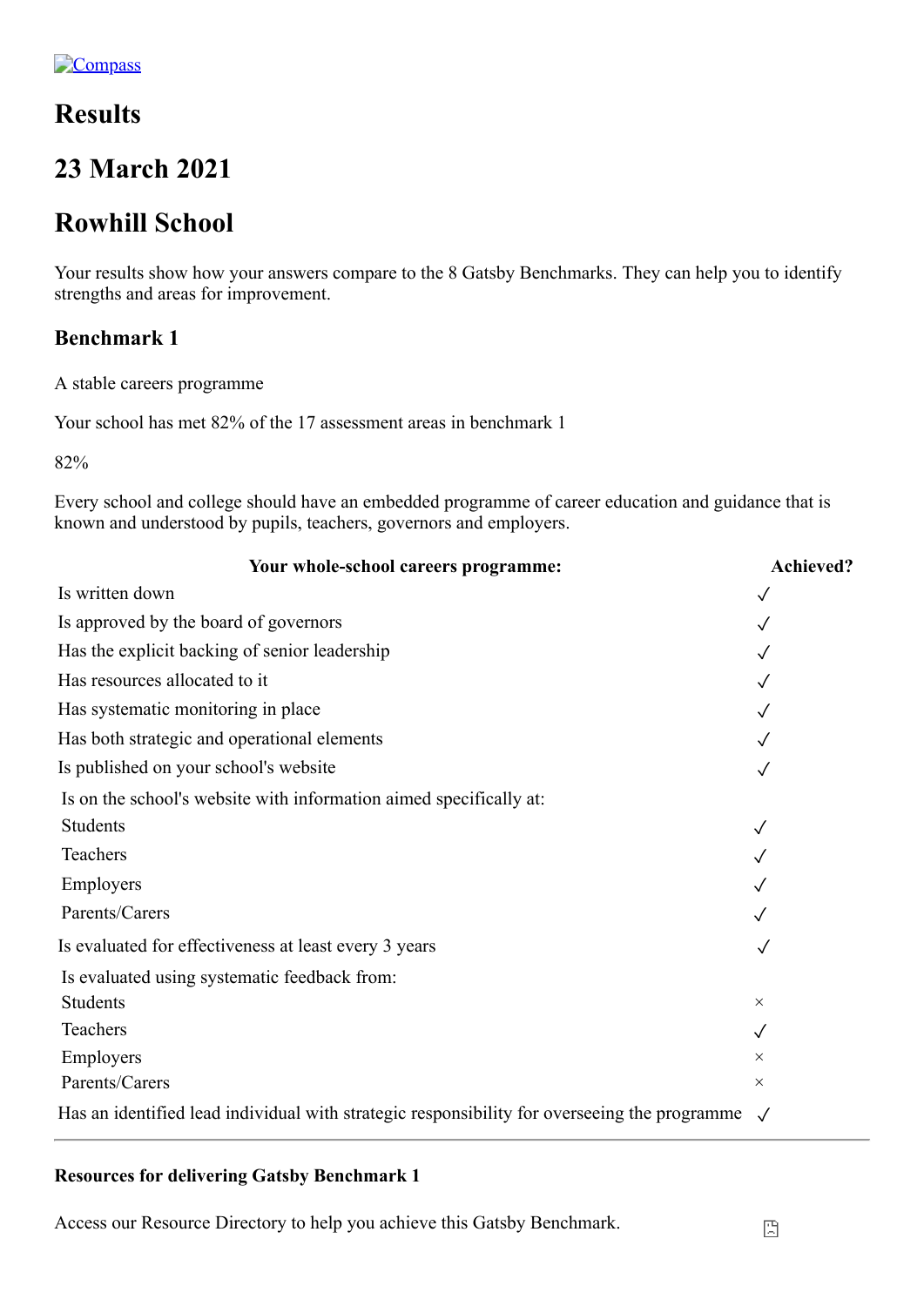Compass

# Results

# 23 March 2021

# Rowhill School

Your results show how your answers compare to the 8 Gatsby Benchmarks. They can help you to identify strengths and areas for improvement.

## Benchmark 1

A stable careers programme

Your school has met 82% of the 17 assessment areas in benchmark 1

82%

Every school and college should have an embedded programme of career education and guidance that is known and understood by pupils, teachers, governors and employers.

| Your whole-school careers programme: | Achieved? |
| --- | --- |
| Is written down | ✓ |
| Is approved by the board of governors | ✓ |
| Has the explicit backing of senior leadership | ✓ |
| Has resources allocated to it | ✓ |
| Has systematic monitoring in place | ✓ |
| Has both strategic and operational elements | ✓ |
| Is published on your school's website | ✓ |
| Is on the school's website with information aimed specifically at: | |
| Students | ✓ |
| Teachers | ✓ |
| Employers | ✓ |
| Parents/Carers | ✓ |
| Is evaluated for effectiveness at least every 3 years | ✓ |
| Is evaluated using systematic feedback from: | |
| Students | × |
| Teachers | ✓ |
| Employers | × |
| Parents/Carers | × |
| Has an identified lead individual with strategic responsibility for overseeing the programme | ✓ |

---

### Resources for delivering Gatsby Benchmark 1

Access our Resource Directory to help you achieve this Gatsby Benchmark.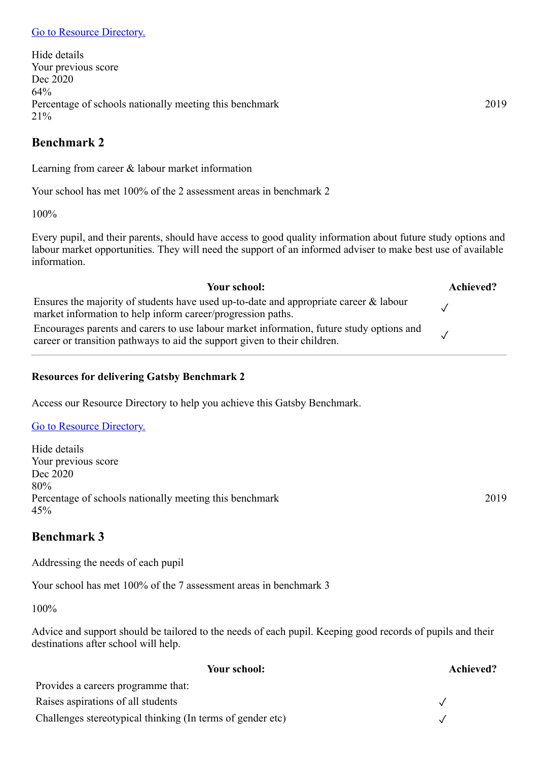[Go to Resource Directory.]

Hide details
Your previous score
Dec 2020
64%
Percentage of schools nationally meeting this benchmark 2019
21%

## Benchmark 2

Learning from career & labour market information

Your school has met 100% of the 2 assessment areas in benchmark 2

100%

Every pupil, and their parents, should have access to good quality information about future study options and labour market opportunities. They will need the support of an informed adviser to make best use of available information.

| Your school: | Achieved? |
| --- | --- |
| Ensures the majority of students have used up-to-date and appropriate career & labour market information to help inform career/progression paths. | ✓ |
| Encourages parents and carers to use labour market information, future study options and career or transition pathways to aid the support given to their children. | ✓ |

---

**Resources for delivering Gatsby Benchmark 2**

Access our Resource Directory to help you achieve this Gatsby Benchmark.

[Go to Resource Directory.]

Hide details
Your previous score
Dec 2020
80%
Percentage of schools nationally meeting this benchmark 2019
45%

## Benchmark 3

Addressing the needs of each pupil

Your school has met 100% of the 7 assessment areas in benchmark 3

100%

Advice and support should be tailored to the needs of each pupil. Keeping good records of pupils and their destinations after school will help.

| Your school: | Achieved? |
| --- | --- |
| Provides a careers programme that: | |
| Raises aspirations of all students | ✓ |
| Challenges stereotypical thinking (In terms of gender etc) | ✓ |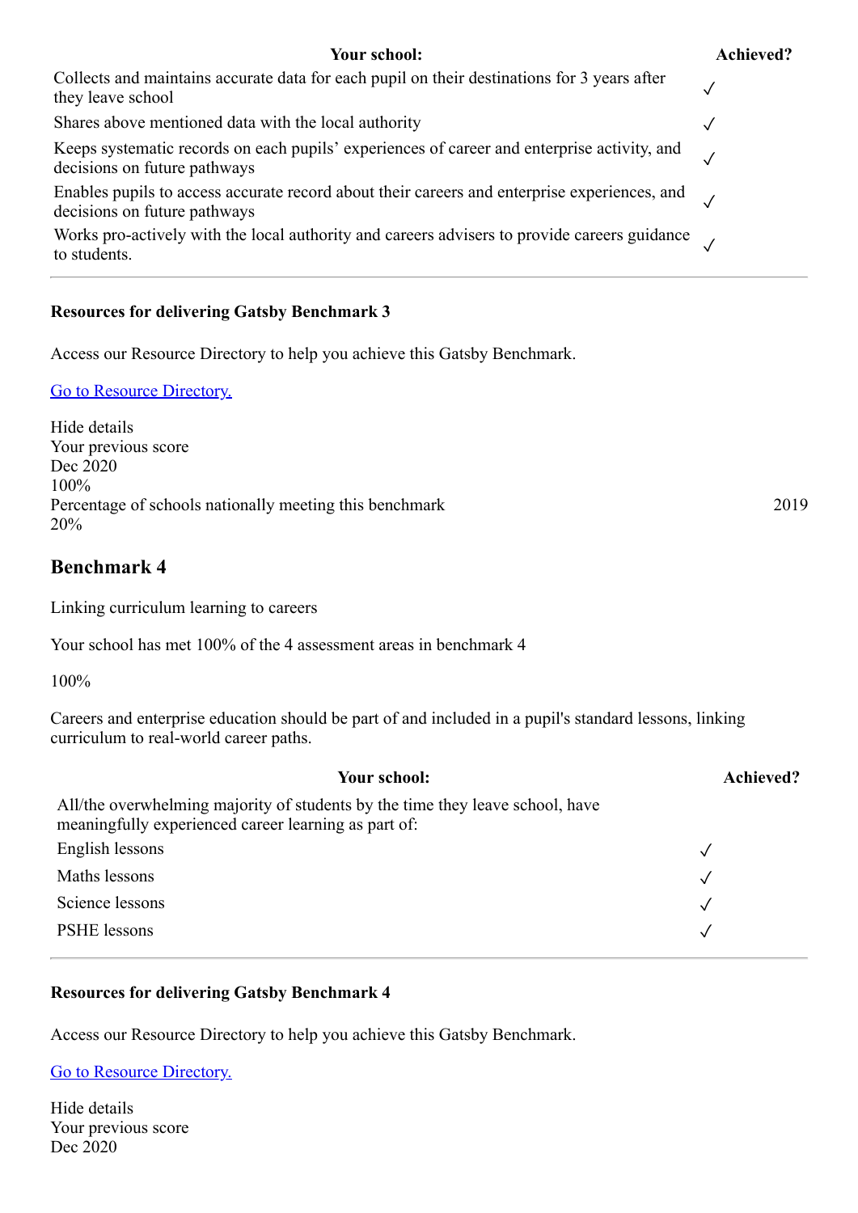| Your school: | Achieved? |
| --- | --- |
| Collects and maintains accurate data for each pupil on their destinations for 3 years after they leave school | ✓ |
| Shares above mentioned data with the local authority | ✓ |
| Keeps systematic records on each pupils’ experiences of career and enterprise activity, and decisions on future pathways | ✓ |
| Enables pupils to access accurate record about their careers and enterprise experiences, and decisions on future pathways | ✓ |
| Works pro-actively with the local authority and careers advisers to provide careers guidance to students. | ✓ |

---

**Resources for delivering Gatsby Benchmark 3**

Access our Resource Directory to help you achieve this Gatsby Benchmark.

[Go to Resource Directory.]()

Hide details
Your previous score
Dec 2020
100%
Percentage of schools nationally meeting this benchmark 2019
20%

## Benchmark 4

Linking curriculum learning to careers

Your school has met 100% of the 4 assessment areas in benchmark 4

100%

Careers and enterprise education should be part of and included in a pupil's standard lessons, linking curriculum to real-world career paths.

| Your school: | Achieved? |
| --- | --- |
| All/the overwhelming majority of students by the time they leave school, have meaningfully experienced career learning as part of: | |
| English lessons | ✓ |
| Maths lessons | ✓ |
| Science lessons | ✓ |
| PSHE lessons | ✓ |

---

**Resources for delivering Gatsby Benchmark 4**

Access our Resource Directory to help you achieve this Gatsby Benchmark.

[Go to Resource Directory.]()

Hide details
Your previous score
Dec 2020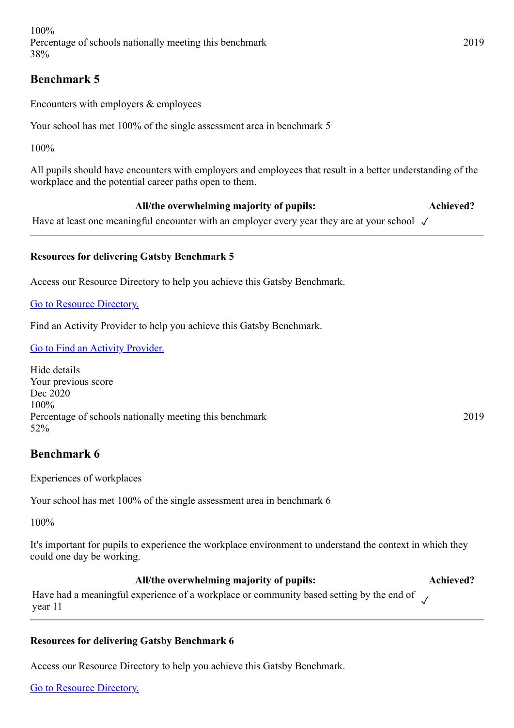100%
Percentage of schools nationally meeting this benchmark 2019
38%

## Benchmark 5

Encounters with employers & employees

Your school has met 100% of the single assessment area in benchmark 5

100%

All pupils should have encounters with employers and employees that result in a better understanding of the workplace and the potential career paths open to them.

| All/the overwhelming majority of pupils: | Achieved? |
|---|---|
| Have at least one meaningful encounter with an employer every year they are at your school | ✓ |

#### Resources for delivering Gatsby Benchmark 5

Access our Resource Directory to help you achieve this Gatsby Benchmark.

Go to Resource Directory.

Find an Activity Provider to help you achieve this Gatsby Benchmark.

Go to Find an Activity Provider.

Hide details
Your previous score
Dec 2020
100%
Percentage of schools nationally meeting this benchmark 2019
52%

## Benchmark 6

Experiences of workplaces

Your school has met 100% of the single assessment area in benchmark 6

100%

It's important for pupils to experience the workplace environment to understand the context in which they could one day be working.

| All/the overwhelming majority of pupils: | Achieved? |
|---|---|
| Have had a meaningful experience of a workplace or community based setting by the end of year 11 | ✓ |

#### Resources for delivering Gatsby Benchmark 6

Access our Resource Directory to help you achieve this Gatsby Benchmark.

Go to Resource Directory.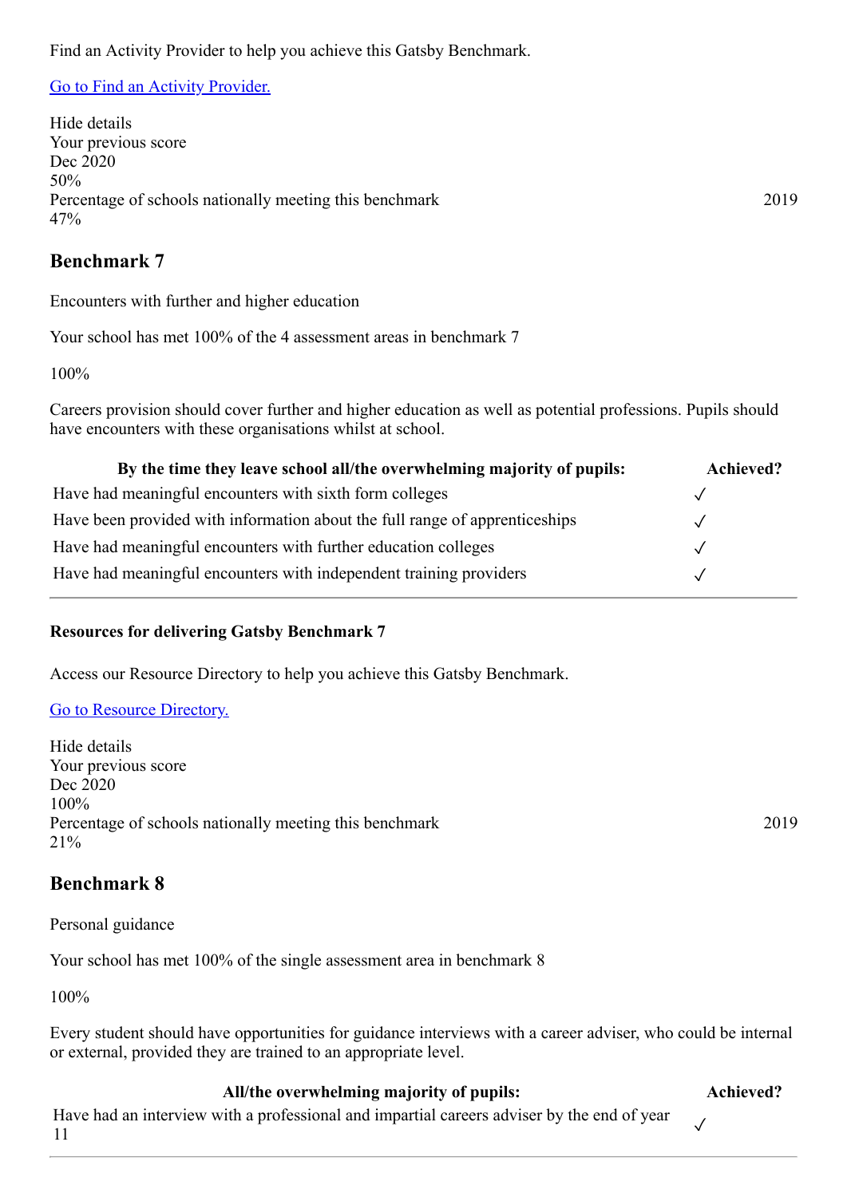Find an Activity Provider to help you achieve this Gatsby Benchmark.

[Go to Find an Activity Provider.]

Hide details
Your previous score
Dec 2020
50%
Percentage of schools nationally meeting this benchmark 2019
47%

## Benchmark 7

Encounters with further and higher education

Your school has met 100% of the 4 assessment areas in benchmark 7

100%

Careers provision should cover further and higher education as well as potential professions. Pupils should have encounters with these organisations whilst at school.

| By the time they leave school all/the overwhelming majority of pupils: | Achieved? |
|---|---|
| Have had meaningful encounters with sixth form colleges | ✓ |
| Have been provided with information about the full range of apprenticeships | ✓ |
| Have had meaningful encounters with further education colleges | ✓ |
| Have had meaningful encounters with independent training providers | ✓ |

**Resources for delivering Gatsby Benchmark 7**

Access our Resource Directory to help you achieve this Gatsby Benchmark.

[Go to Resource Directory.]

Hide details
Your previous score
Dec 2020
100%
Percentage of schools nationally meeting this benchmark 2019
21%

## Benchmark 8

Personal guidance

Your school has met 100% of the single assessment area in benchmark 8

100%

Every student should have opportunities for guidance interviews with a career adviser, who could be internal or external, provided they are trained to an appropriate level.

| All/the overwhelming majority of pupils: | Achieved? |
|---|---|
| Have had an interview with a professional and impartial careers adviser by the end of year 11 | ✓ |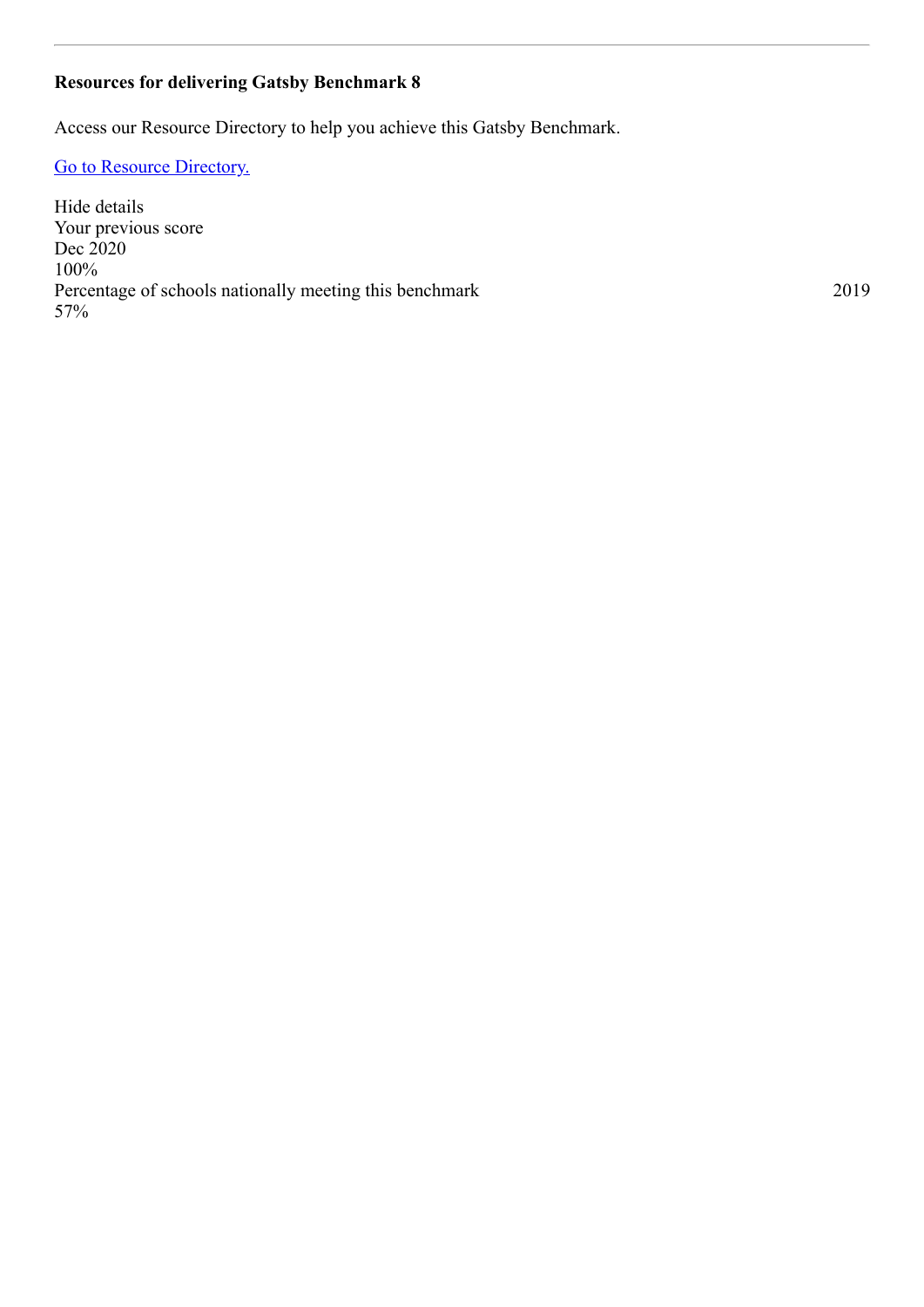---

**Resources for delivering Gatsby Benchmark 8**

Access our Resource Directory to help you achieve this Gatsby Benchmark.

[Go to Resource Directory.]

Hide details
Your previous score
Dec 2020
100%
Percentage of schools nationally meeting this benchmark 2019
57%